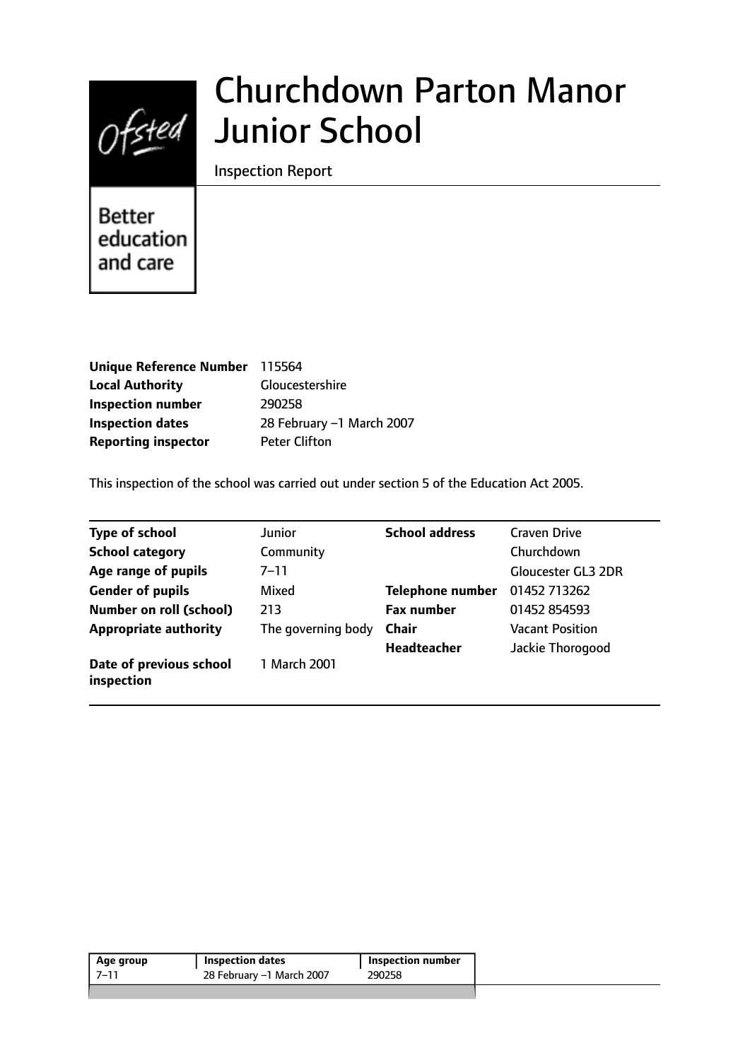# Churchdown Parton Manor Junior School

Inspection Report

Better education and care

| | |
|---|---|
| **Unique Reference Number** | 115564 |
| **Local Authority** | Gloucestershire |
| **Inspection number** | 290258 |
| **Inspection dates** | 28 February –1 March 2007 |
| **Reporting inspector** | Peter Clifton |

This inspection of the school was carried out under section 5 of the Education Act 2005.

| | | | |
|---|---|---|---|
| **Type of school** | Junior | **School address** | Craven Drive |
| **School category** | Community | | Churchdown |
| **Age range of pupils** | 7–11 | | Gloucester GL3 2DR |
| **Gender of pupils** | Mixed | **Telephone number** | 01452 713262 |
| **Number on roll (school)** | 213 | **Fax number** | 01452 854593 |
| **Appropriate authority** | The governing body | **Chair** | Vacant Position |
| | | **Headteacher** | Jackie Thorogood |
| **Date of previous school inspection** | 1 March 2001 | | |

| Age group | Inspection dates | Inspection number |
|---|---|---|
| 7–11 | 28 February –1 March 2007 | 290258 |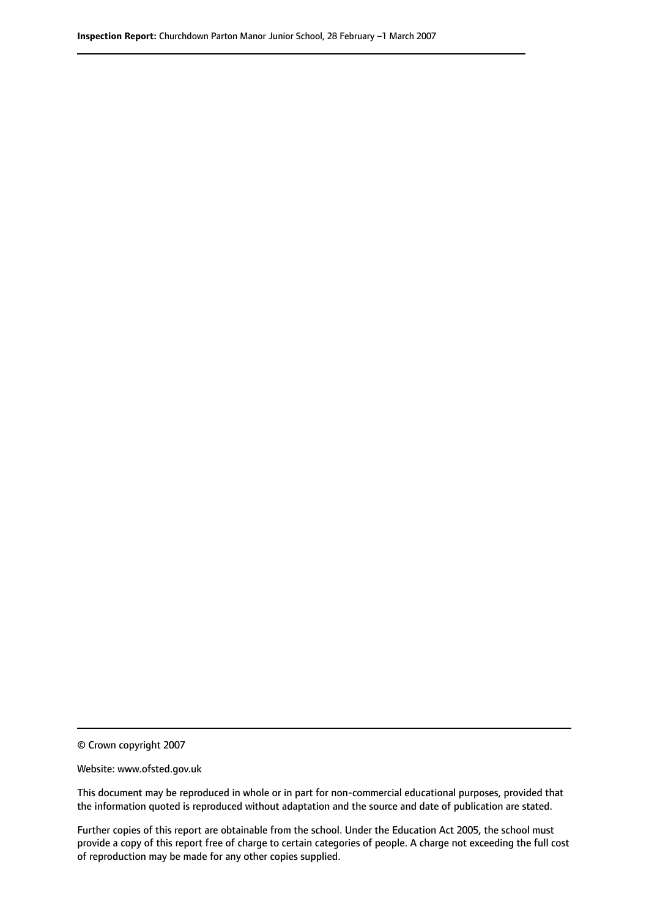© Crown copyright 2007

Website: www.ofsted.gov.uk

This document may be reproduced in whole or in part for non-commercial educational purposes, provided that the information quoted is reproduced without adaptation and the source and date of publication are stated.

Further copies of this report are obtainable from the school. Under the Education Act 2005, the school must provide a copy of this report free of charge to certain categories of people. A charge not exceeding the full cost of reproduction may be made for any other copies supplied.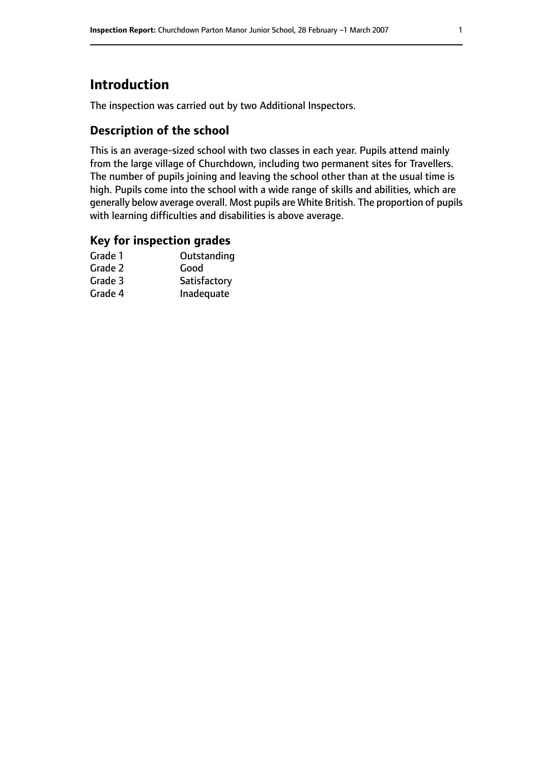# Introduction

The inspection was carried out by two Additional Inspectors.

## Description of the school

This is an average-sized school with two classes in each year. Pupils attend mainly from the large village of Churchdown, including two permanent sites for Travellers. The number of pupils joining and leaving the school other than at the usual time is high. Pupils come into the school with a wide range of skills and abilities, which are generally below average overall. Most pupils are White British. The proportion of pupils with learning difficulties and disabilities is above average.

## Key for inspection grades

| | |
|---|---|
| Grade 1 | Outstanding |
| Grade 2 | Good |
| Grade 3 | Satisfactory |
| Grade 4 | Inadequate |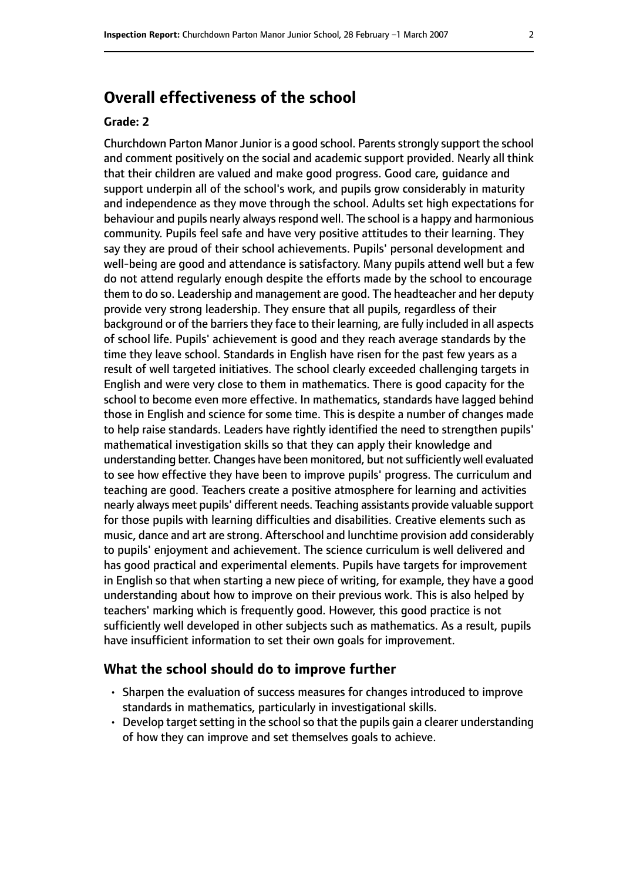## Overall effectiveness of the school

### Grade: 2

Churchdown Parton Manor Junior is a good school. Parents strongly support the school and comment positively on the social and academic support provided. Nearly all think that their children are valued and make good progress. Good care, guidance and support underpin all of the school's work, and pupils grow considerably in maturity and independence as they move through the school. Adults set high expectations for behaviour and pupils nearly always respond well. The school is a happy and harmonious community. Pupils feel safe and have very positive attitudes to their learning. They say they are proud of their school achievements. Pupils' personal development and well-being are good and attendance is satisfactory. Many pupils attend well but a few do not attend regularly enough despite the efforts made by the school to encourage them to do so. Leadership and management are good. The headteacher and her deputy provide very strong leadership. They ensure that all pupils, regardless of their background or of the barriers they face to their learning, are fully included in all aspects of school life. Pupils' achievement is good and they reach average standards by the time they leave school. Standards in English have risen for the past few years as a result of well targeted initiatives. The school clearly exceeded challenging targets in English and were very close to them in mathematics. There is good capacity for the school to become even more effective. In mathematics, standards have lagged behind those in English and science for some time. This is despite a number of changes made to help raise standards. Leaders have rightly identified the need to strengthen pupils' mathematical investigation skills so that they can apply their knowledge and understanding better. Changes have been monitored, but not sufficiently well evaluated to see how effective they have been to improve pupils' progress. The curriculum and teaching are good. Teachers create a positive atmosphere for learning and activities nearly always meet pupils' different needs. Teaching assistants provide valuable support for those pupils with learning difficulties and disabilities. Creative elements such as music, dance and art are strong. Afterschool and lunchtime provision add considerably to pupils' enjoyment and achievement. The science curriculum is well delivered and has good practical and experimental elements. Pupils have targets for improvement in English so that when starting a new piece of writing, for example, they have a good understanding about how to improve on their previous work. This is also helped by teachers' marking which is frequently good. However, this good practice is not sufficiently well developed in other subjects such as mathematics. As a result, pupils have insufficient information to set their own goals for improvement.

### What the school should do to improve further

- Sharpen the evaluation of success measures for changes introduced to improve standards in mathematics, particularly in investigational skills.
- Develop target setting in the school so that the pupils gain a clearer understanding of how they can improve and set themselves goals to achieve.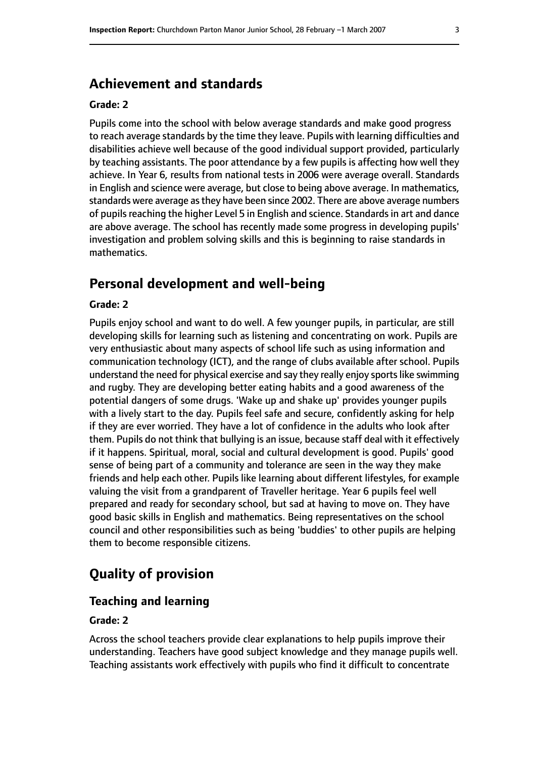## Achievement and standards

**Grade: 2**

Pupils come into the school with below average standards and make good progress to reach average standards by the time they leave. Pupils with learning difficulties and disabilities achieve well because of the good individual support provided, particularly by teaching assistants. The poor attendance by a few pupils is affecting how well they achieve. In Year 6, results from national tests in 2006 were average overall. Standards in English and science were average, but close to being above average. In mathematics, standards were average as they have been since 2002. There are above average numbers of pupils reaching the higher Level 5 in English and science. Standards in art and dance are above average. The school has recently made some progress in developing pupils' investigation and problem solving skills and this is beginning to raise standards in mathematics.

## Personal development and well-being

**Grade: 2**

Pupils enjoy school and want to do well. A few younger pupils, in particular, are still developing skills for learning such as listening and concentrating on work. Pupils are very enthusiastic about many aspects of school life such as using information and communication technology (ICT), and the range of clubs available after school. Pupils understand the need for physical exercise and say they really enjoy sports like swimming and rugby. They are developing better eating habits and a good awareness of the potential dangers of some drugs. 'Wake up and shake up' provides younger pupils with a lively start to the day. Pupils feel safe and secure, confidently asking for help if they are ever worried. They have a lot of confidence in the adults who look after them. Pupils do not think that bullying is an issue, because staff deal with it effectively if it happens. Spiritual, moral, social and cultural development is good. Pupils' good sense of being part of a community and tolerance are seen in the way they make friends and help each other. Pupils like learning about different lifestyles, for example valuing the visit from a grandparent of Traveller heritage. Year 6 pupils feel well prepared and ready for secondary school, but sad at having to move on. They have good basic skills in English and mathematics. Being representatives on the school council and other responsibilities such as being 'buddies' to other pupils are helping them to become responsible citizens.

# Quality of provision

## Teaching and learning

**Grade: 2**

Across the school teachers provide clear explanations to help pupils improve their understanding. Teachers have good subject knowledge and they manage pupils well. Teaching assistants work effectively with pupils who find it difficult to concentrate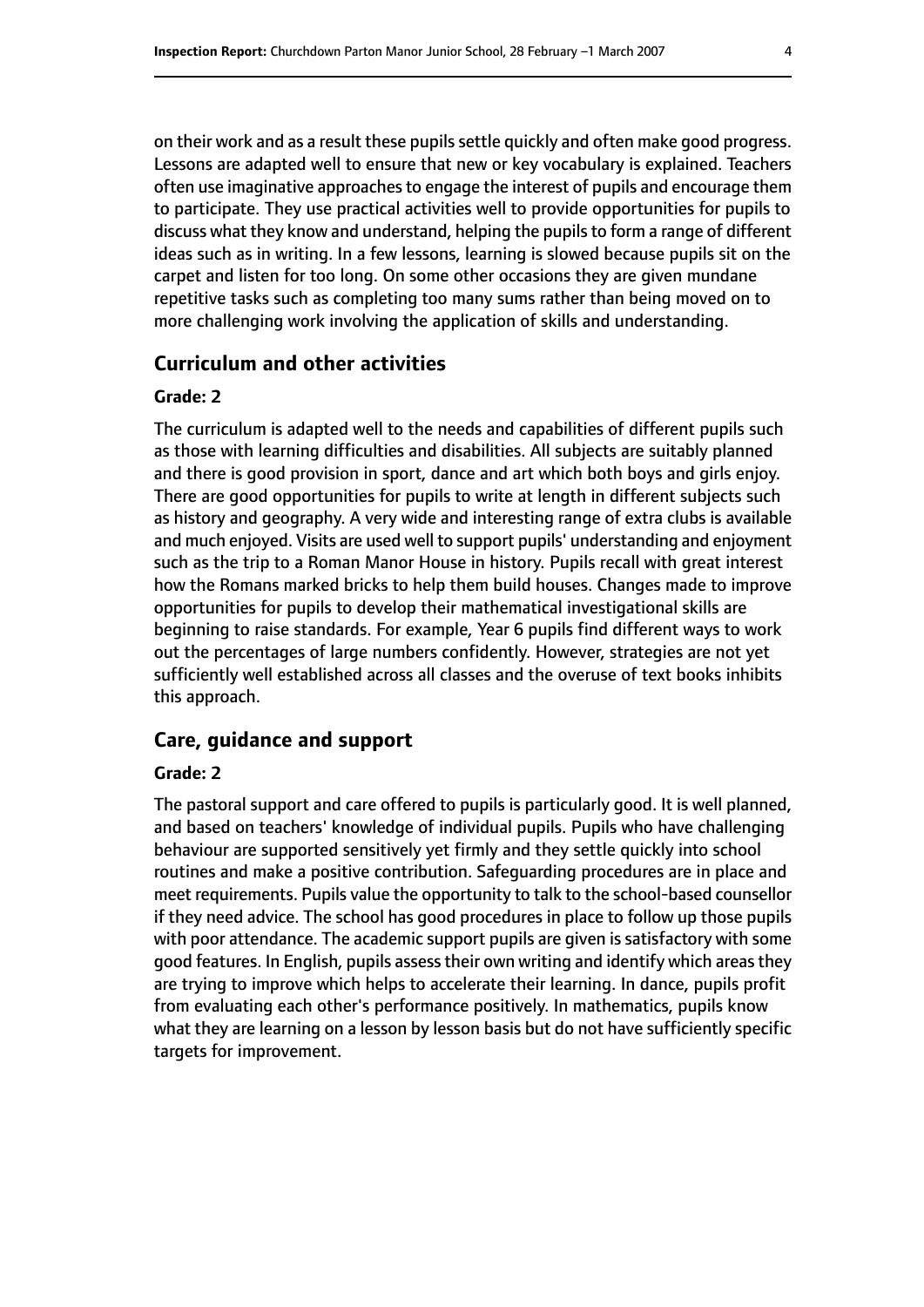on their work and as a result these pupils settle quickly and often make good progress. Lessons are adapted well to ensure that new or key vocabulary is explained. Teachers often use imaginative approaches to engage the interest of pupils and encourage them to participate. They use practical activities well to provide opportunities for pupils to discuss what they know and understand, helping the pupils to form a range of different ideas such as in writing. In a few lessons, learning is slowed because pupils sit on the carpet and listen for too long. On some other occasions they are given mundane repetitive tasks such as completing too many sums rather than being moved on to more challenging work involving the application of skills and understanding.

## Curriculum and other activities

#### Grade: 2

The curriculum is adapted well to the needs and capabilities of different pupils such as those with learning difficulties and disabilities. All subjects are suitably planned and there is good provision in sport, dance and art which both boys and girls enjoy. There are good opportunities for pupils to write at length in different subjects such as history and geography. A very wide and interesting range of extra clubs is available and much enjoyed. Visits are used well to support pupils' understanding and enjoyment such as the trip to a Roman Manor House in history. Pupils recall with great interest how the Romans marked bricks to help them build houses. Changes made to improve opportunities for pupils to develop their mathematical investigational skills are beginning to raise standards. For example, Year 6 pupils find different ways to work out the percentages of large numbers confidently. However, strategies are not yet sufficiently well established across all classes and the overuse of text books inhibits this approach.

## Care, guidance and support

#### Grade: 2

The pastoral support and care offered to pupils is particularly good. It is well planned, and based on teachers' knowledge of individual pupils. Pupils who have challenging behaviour are supported sensitively yet firmly and they settle quickly into school routines and make a positive contribution. Safeguarding procedures are in place and meet requirements. Pupils value the opportunity to talk to the school-based counsellor if they need advice. The school has good procedures in place to follow up those pupils with poor attendance. The academic support pupils are given is satisfactory with some good features. In English, pupils assess their own writing and identify which areas they are trying to improve which helps to accelerate their learning. In dance, pupils profit from evaluating each other's performance positively. In mathematics, pupils know what they are learning on a lesson by lesson basis but do not have sufficiently specific targets for improvement.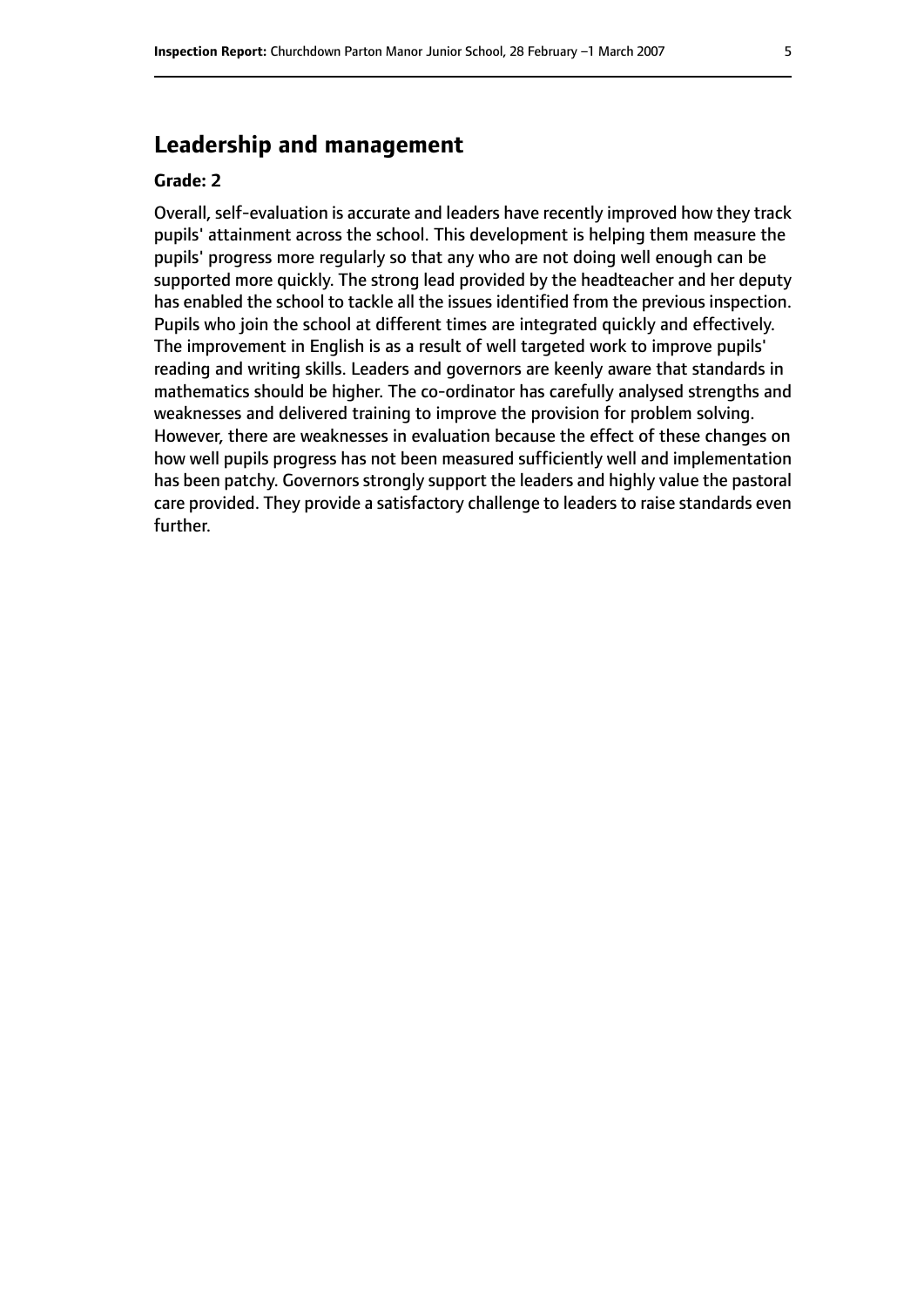## Leadership and management

**Grade: 2**

Overall, self-evaluation is accurate and leaders have recently improved how they track pupils' attainment across the school. This development is helping them measure the pupils' progress more regularly so that any who are not doing well enough can be supported more quickly. The strong lead provided by the headteacher and her deputy has enabled the school to tackle all the issues identified from the previous inspection. Pupils who join the school at different times are integrated quickly and effectively. The improvement in English is as a result of well targeted work to improve pupils' reading and writing skills. Leaders and governors are keenly aware that standards in mathematics should be higher. The co-ordinator has carefully analysed strengths and weaknesses and delivered training to improve the provision for problem solving. However, there are weaknesses in evaluation because the effect of these changes on how well pupils progress has not been measured sufficiently well and implementation has been patchy. Governors strongly support the leaders and highly value the pastoral care provided. They provide a satisfactory challenge to leaders to raise standards even further.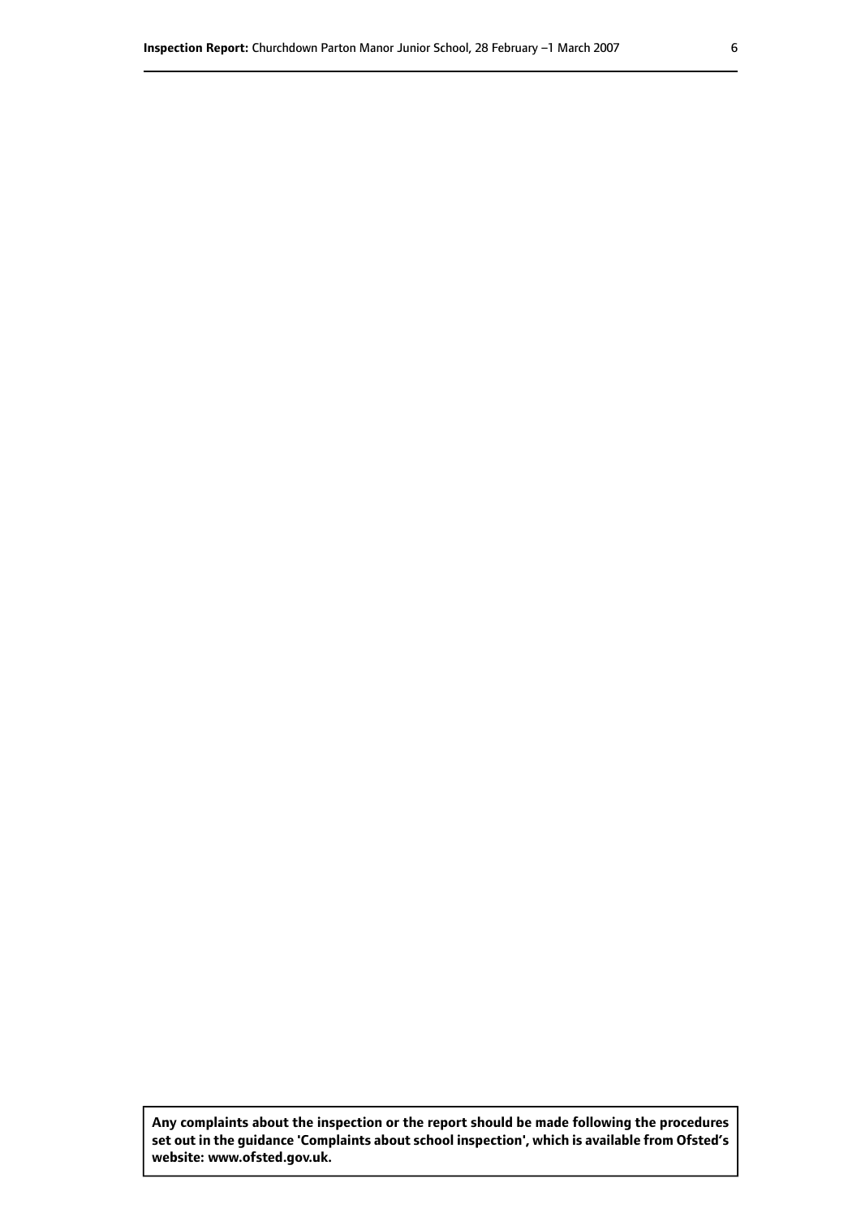**Any complaints about the inspection or the report should be made following the procedures set out in the guidance 'Complaints about school inspection', which is available from Ofsted's website: www.ofsted.gov.uk.**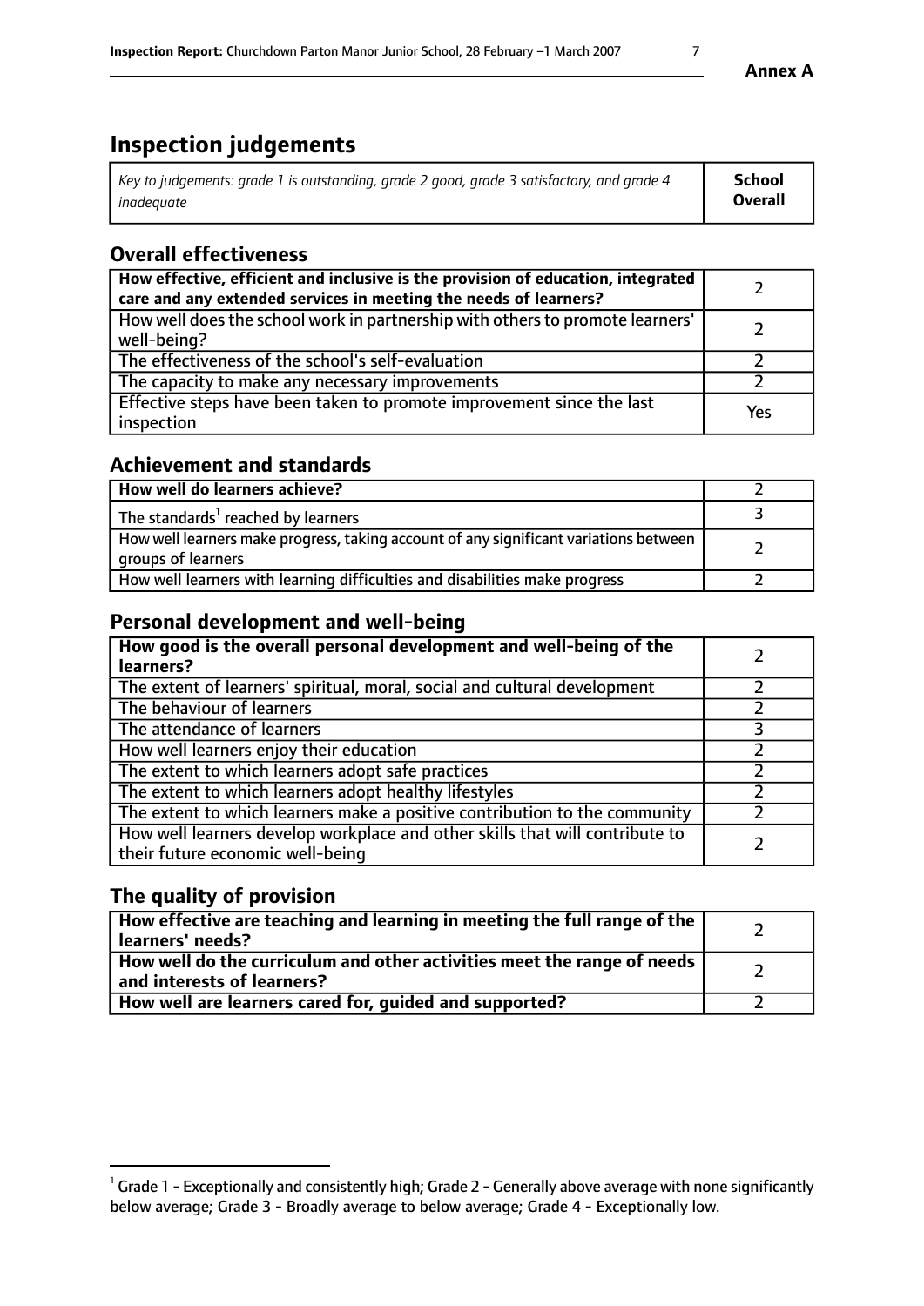**Annex A**

# Inspection judgements

| *Key to judgements: grade 1 is outstanding, grade 2 good, grade 3 satisfactory, and grade 4 inadequate* | **School Overall** |
|---|---|

## Overall effectiveness

| | |
|---|---|
| **How effective, efficient and inclusive is the provision of education, integrated care and any extended services in meeting the needs of learners?** | 2 |
| How well does the school work in partnership with others to promote learners' well-being? | 2 |
| The effectiveness of the school's self-evaluation | 2 |
| The capacity to make any necessary improvements | 2 |
| Effective steps have been taken to promote improvement since the last inspection | Yes |

## Achievement and standards

| | |
|---|---|
| **How well do learners achieve?** | 2 |
| The standards[1] reached by learners | 3 |
| How well learners make progress, taking account of any significant variations between groups of learners | 2 |
| How well learners with learning difficulties and disabilities make progress | 2 |

## Personal development and well-being

| | |
|---|---|
| **How good is the overall personal development and well-being of the learners?** | 2 |
| The extent of learners' spiritual, moral, social and cultural development | 2 |
| The behaviour of learners | 2 |
| The attendance of learners | 3 |
| How well learners enjoy their education | 2 |
| The extent to which learners adopt safe practices | 2 |
| The extent to which learners adopt healthy lifestyles | 2 |
| The extent to which learners make a positive contribution to the community | 2 |
| How well learners develop workplace and other skills that will contribute to their future economic well-being | 2 |

## The quality of provision

| | |
|---|---|
| **How effective are teaching and learning in meeting the full range of the learners' needs?** | 2 |
| **How well do the curriculum and other activities meet the range of needs and interests of learners?** | 2 |
| **How well are learners cared for, guided and supported?** | 2 |

[1] Grade 1 - Exceptionally and consistently high; Grade 2 - Generally above average with none significantly below average; Grade 3 - Broadly average to below average; Grade 4 - Exceptionally low.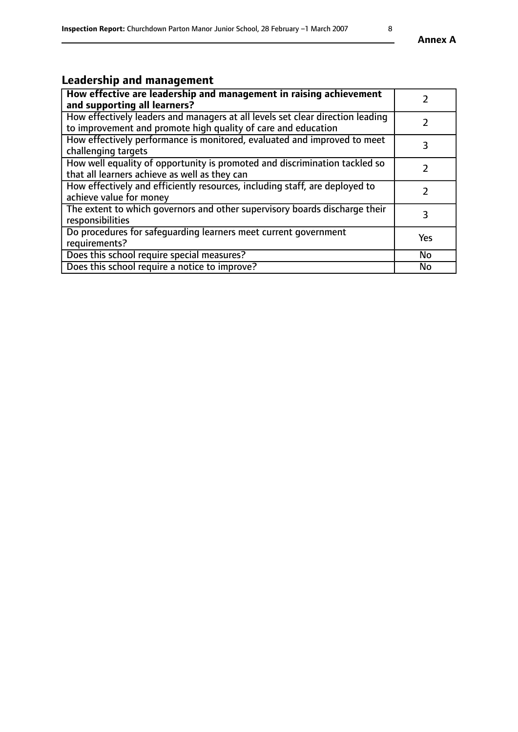## Leadership and management

| **How effective are leadership and management in raising achievement and supporting all learners?** | 2 |
|---|---|
| How effectively leaders and managers at all levels set clear direction leading to improvement and promote high quality of care and education | 2 |
| How effectively performance is monitored, evaluated and improved to meet challenging targets | 3 |
| How well equality of opportunity is promoted and discrimination tackled so that all learners achieve as well as they can | 2 |
| How effectively and efficiently resources, including staff, are deployed to achieve value for money | 2 |
| The extent to which governors and other supervisory boards discharge their responsibilities | 3 |
| Do procedures for safeguarding learners meet current government requirements? | Yes |
| Does this school require special measures? | No |
| Does this school require a notice to improve? | No |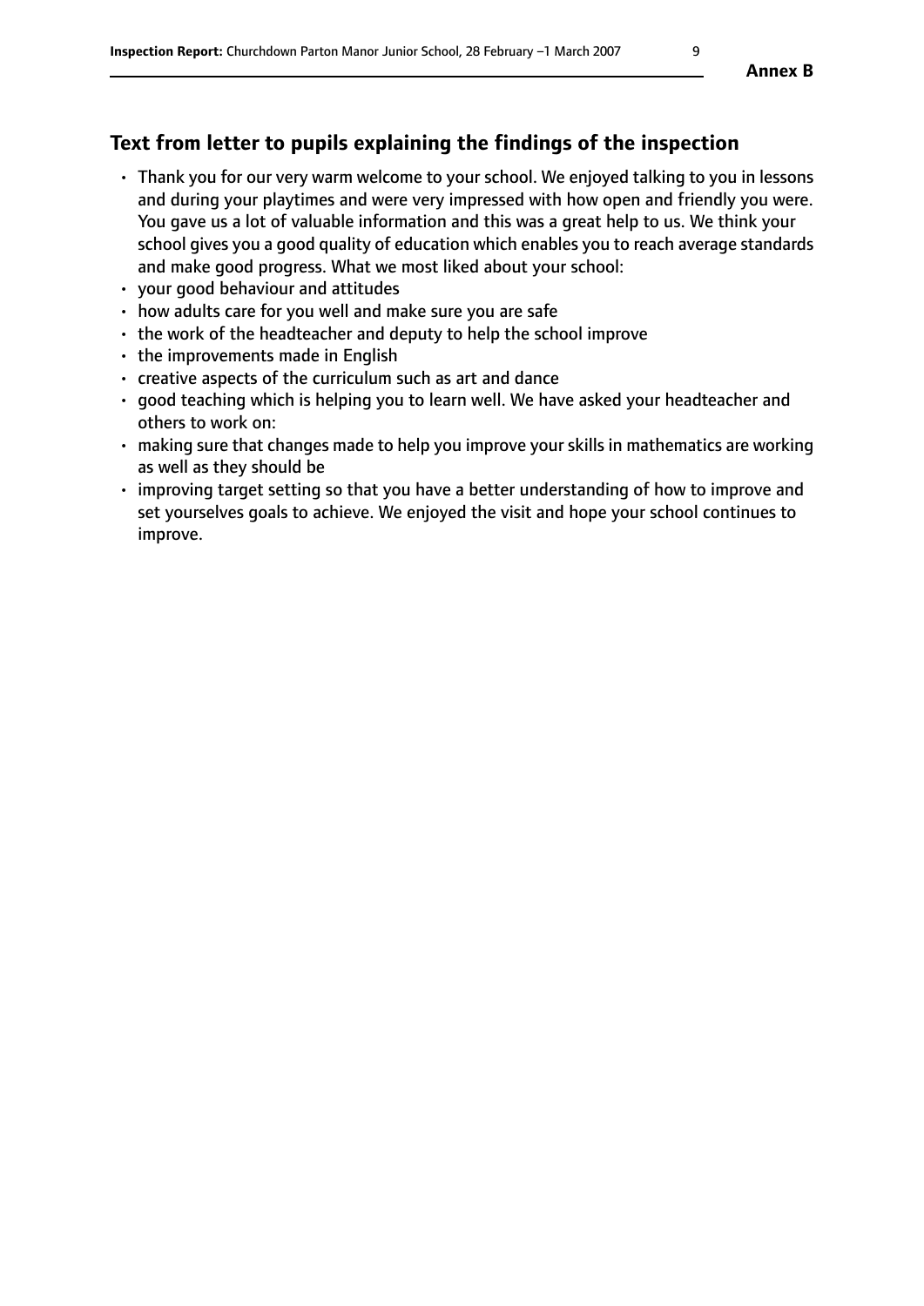## Text from letter to pupils explaining the findings of the inspection

- Thank you for our very warm welcome to your school. We enjoyed talking to you in lessons and during your playtimes and were very impressed with how open and friendly you were. You gave us a lot of valuable information and this was a great help to us. We think your school gives you a good quality of education which enables you to reach average standards and make good progress. What we most liked about your school:
- your good behaviour and attitudes
- how adults care for you well and make sure you are safe
- the work of the headteacher and deputy to help the school improve
- the improvements made in English
- creative aspects of the curriculum such as art and dance
- good teaching which is helping you to learn well. We have asked your headteacher and others to work on:
- making sure that changes made to help you improve your skills in mathematics are working as well as they should be
- improving target setting so that you have a better understanding of how to improve and set yourselves goals to achieve. We enjoyed the visit and hope your school continues to improve.